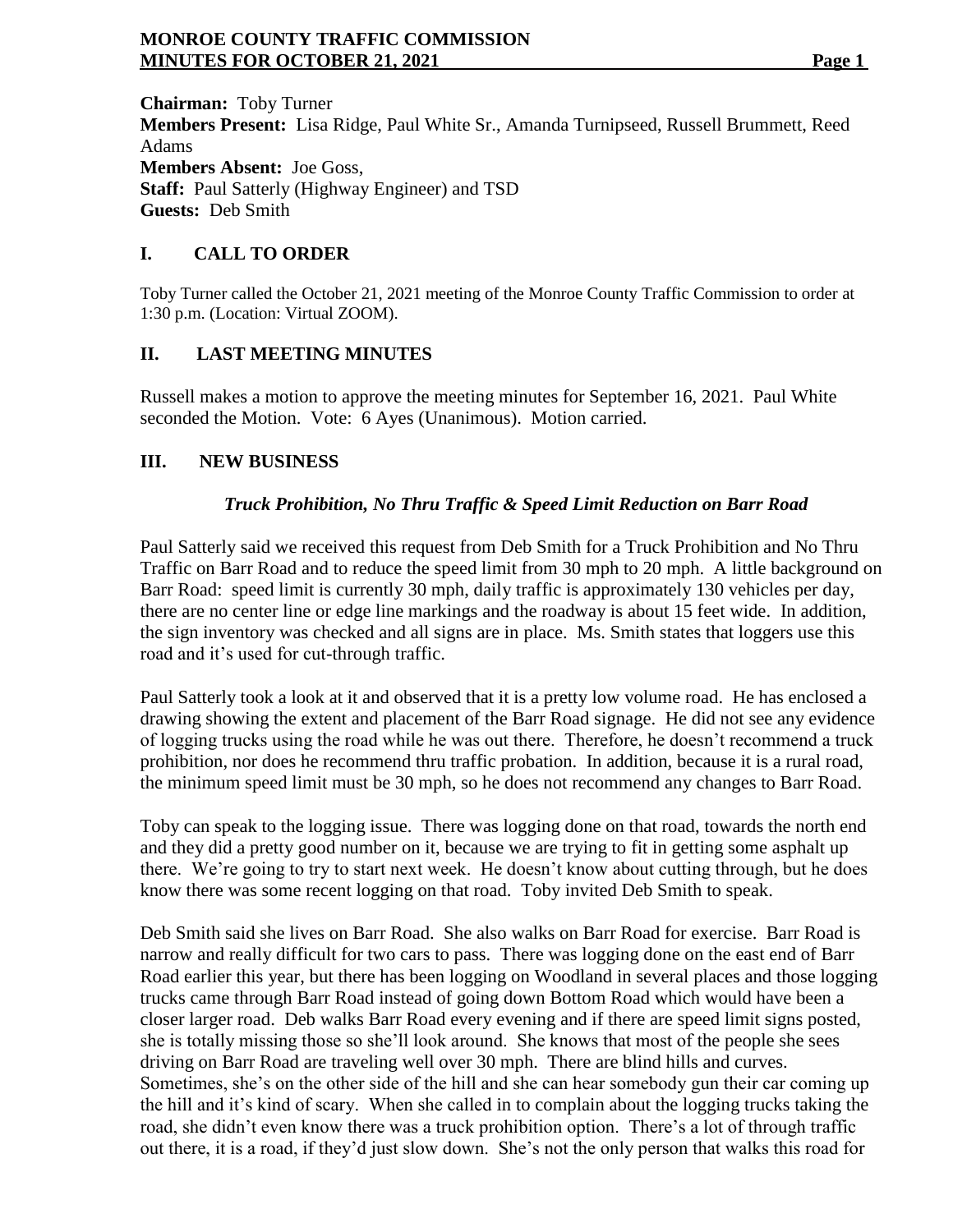**Chairman:** Toby Turner
**Members Present:** Lisa Ridge, Paul White Sr., Amanda Turnipseed, Russell Brummett, Reed Adams
**Members Absent:** Joe Goss,
**Staff:** Paul Satterly (Highway Engineer) and TSD
**Guests:** Deb Smith

## I. CALL TO ORDER

Toby Turner called the October 21, 2021 meeting of the Monroe County Traffic Commission to order at 1:30 p.m. (Location: Virtual ZOOM).

## II. LAST MEETING MINUTES

Russell makes a motion to approve the meeting minutes for September 16, 2021. Paul White seconded the Motion. Vote: 6 Ayes (Unanimous). Motion carried.

## III. NEW BUSINESS

### *Truck Prohibition, No Thru Traffic & Speed Limit Reduction on Barr Road*

Paul Satterly said we received this request from Deb Smith for a Truck Prohibition and No Thru Traffic on Barr Road and to reduce the speed limit from 30 mph to 20 mph. A little background on Barr Road: speed limit is currently 30 mph, daily traffic is approximately 130 vehicles per day, there are no center line or edge line markings and the roadway is about 15 feet wide. In addition, the sign inventory was checked and all signs are in place. Ms. Smith states that loggers use this road and it's used for cut-through traffic.

Paul Satterly took a look at it and observed that it is a pretty low volume road. He has enclosed a drawing showing the extent and placement of the Barr Road signage. He did not see any evidence of logging trucks using the road while he was out there. Therefore, he doesn't recommend a truck prohibition, nor does he recommend thru traffic probation. In addition, because it is a rural road, the minimum speed limit must be 30 mph, so he does not recommend any changes to Barr Road.

Toby can speak to the logging issue. There was logging done on that road, towards the north end and they did a pretty good number on it, because we are trying to fit in getting some asphalt up there. We're going to try to start next week. He doesn't know about cutting through, but he does know there was some recent logging on that road. Toby invited Deb Smith to speak.

Deb Smith said she lives on Barr Road. She also walks on Barr Road for exercise. Barr Road is narrow and really difficult for two cars to pass. There was logging done on the east end of Barr Road earlier this year, but there has been logging on Woodland in several places and those logging trucks came through Barr Road instead of going down Bottom Road which would have been a closer larger road. Deb walks Barr Road every evening and if there are speed limit signs posted, she is totally missing those so she'll look around. She knows that most of the people she sees driving on Barr Road are traveling well over 30 mph. There are blind hills and curves. Sometimes, she's on the other side of the hill and she can hear somebody gun their car coming up the hill and it's kind of scary. When she called in to complain about the logging trucks taking the road, she didn't even know there was a truck prohibition option. There's a lot of through traffic out there, it is a road, if they'd just slow down. She's not the only person that walks this road for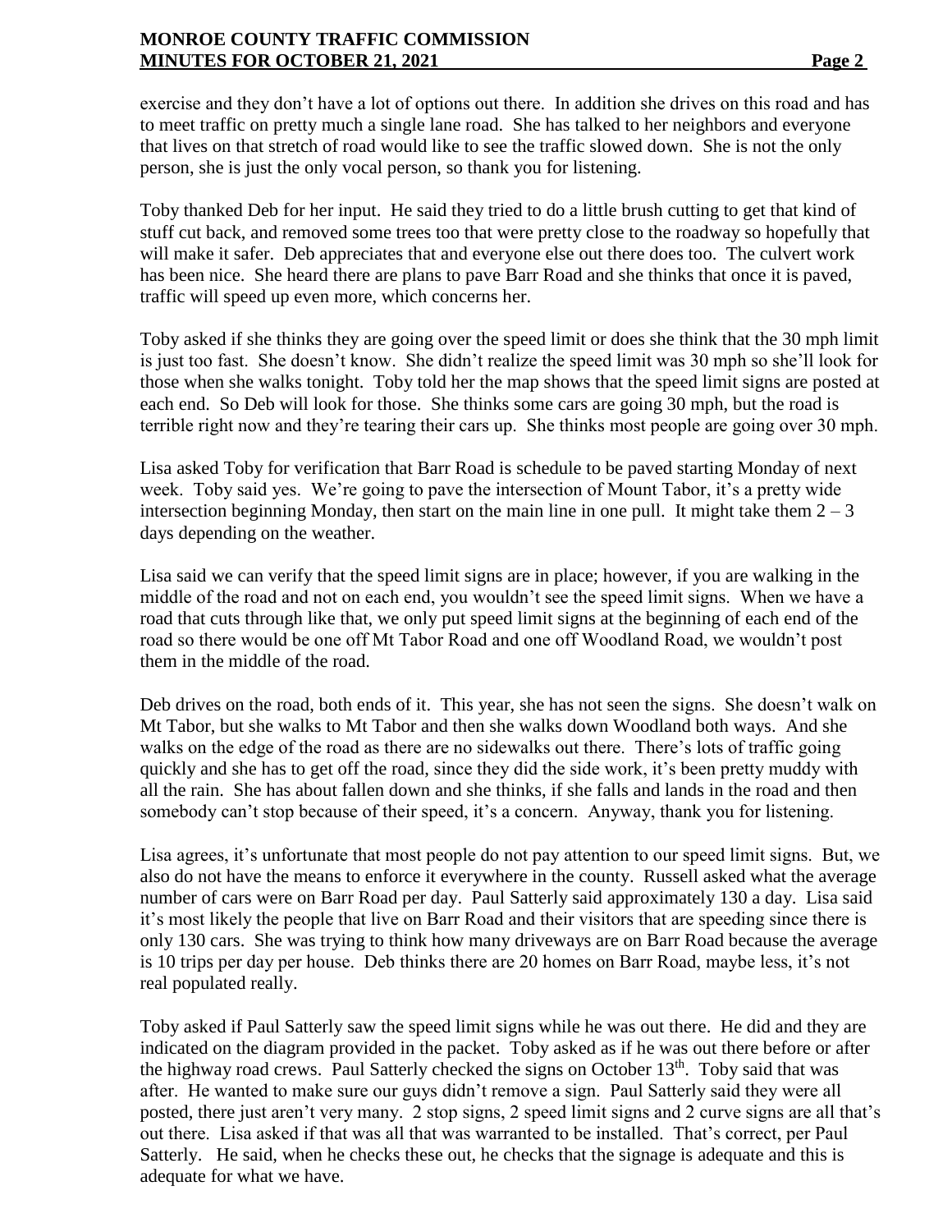exercise and they don't have a lot of options out there. In addition she drives on this road and has to meet traffic on pretty much a single lane road. She has talked to her neighbors and everyone that lives on that stretch of road would like to see the traffic slowed down. She is not the only person, she is just the only vocal person, so thank you for listening.

Toby thanked Deb for her input. He said they tried to do a little brush cutting to get that kind of stuff cut back, and removed some trees too that were pretty close to the roadway so hopefully that will make it safer. Deb appreciates that and everyone else out there does too. The culvert work has been nice. She heard there are plans to pave Barr Road and she thinks that once it is paved, traffic will speed up even more, which concerns her.

Toby asked if she thinks they are going over the speed limit or does she think that the 30 mph limit is just too fast. She doesn't know. She didn't realize the speed limit was 30 mph so she'll look for those when she walks tonight. Toby told her the map shows that the speed limit signs are posted at each end. So Deb will look for those. She thinks some cars are going 30 mph, but the road is terrible right now and they're tearing their cars up. She thinks most people are going over 30 mph.

Lisa asked Toby for verification that Barr Road is schedule to be paved starting Monday of next week. Toby said yes. We're going to pave the intersection of Mount Tabor, it's a pretty wide intersection beginning Monday, then start on the main line in one pull. It might take them 2 – 3 days depending on the weather.

Lisa said we can verify that the speed limit signs are in place; however, if you are walking in the middle of the road and not on each end, you wouldn't see the speed limit signs. When we have a road that cuts through like that, we only put speed limit signs at the beginning of each end of the road so there would be one off Mt Tabor Road and one off Woodland Road, we wouldn't post them in the middle of the road.

Deb drives on the road, both ends of it. This year, she has not seen the signs. She doesn't walk on Mt Tabor, but she walks to Mt Tabor and then she walks down Woodland both ways. And she walks on the edge of the road as there are no sidewalks out there. There's lots of traffic going quickly and she has to get off the road, since they did the side work, it's been pretty muddy with all the rain. She has about fallen down and she thinks, if she falls and lands in the road and then somebody can't stop because of their speed, it's a concern. Anyway, thank you for listening.

Lisa agrees, it's unfortunate that most people do not pay attention to our speed limit signs. But, we also do not have the means to enforce it everywhere in the county. Russell asked what the average number of cars were on Barr Road per day. Paul Satterly said approximately 130 a day. Lisa said it's most likely the people that live on Barr Road and their visitors that are speeding since there is only 130 cars. She was trying to think how many driveways are on Barr Road because the average is 10 trips per day per house. Deb thinks there are 20 homes on Barr Road, maybe less, it's not real populated really.

Toby asked if Paul Satterly saw the speed limit signs while he was out there. He did and they are indicated on the diagram provided in the packet. Toby asked as if he was out there before or after the highway road crews. Paul Satterly checked the signs on October 13th. Toby said that was after. He wanted to make sure our guys didn't remove a sign. Paul Satterly said they were all posted, there just aren't very many. 2 stop signs, 2 speed limit signs and 2 curve signs are all that's out there. Lisa asked if that was all that was warranted to be installed. That's correct, per Paul Satterly. He said, when he checks these out, he checks that the signage is adequate and this is adequate for what we have.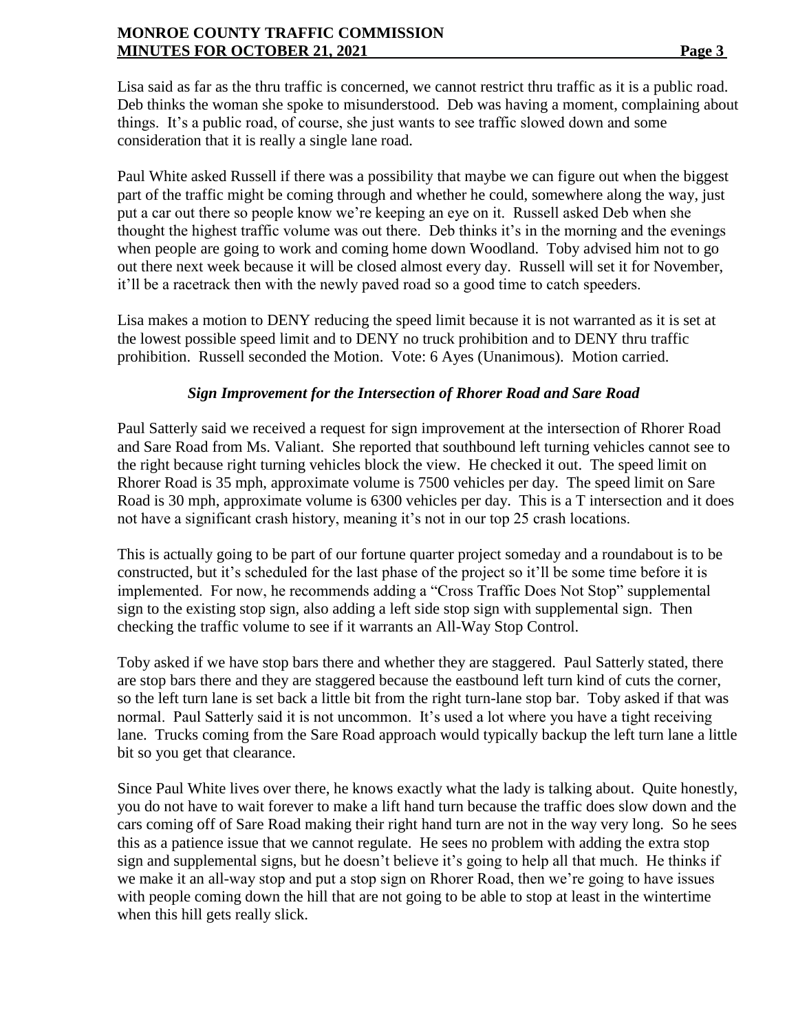Lisa said as far as the thru traffic is concerned, we cannot restrict thru traffic as it is a public road. Deb thinks the woman she spoke to misunderstood. Deb was having a moment, complaining about things. It's a public road, of course, she just wants to see traffic slowed down and some consideration that it is really a single lane road.

Paul White asked Russell if there was a possibility that maybe we can figure out when the biggest part of the traffic might be coming through and whether he could, somewhere along the way, just put a car out there so people know we're keeping an eye on it. Russell asked Deb when she thought the highest traffic volume was out there. Deb thinks it's in the morning and the evenings when people are going to work and coming home down Woodland. Toby advised him not to go out there next week because it will be closed almost every day. Russell will set it for November, it'll be a racetrack then with the newly paved road so a good time to catch speeders.

Lisa makes a motion to DENY reducing the speed limit because it is not warranted as it is set at the lowest possible speed limit and to DENY no truck prohibition and to DENY thru traffic prohibition. Russell seconded the Motion. Vote: 6 Ayes (Unanimous). Motion carried.

### *Sign Improvement for the Intersection of Rhorer Road and Sare Road*

Paul Satterly said we received a request for sign improvement at the intersection of Rhorer Road and Sare Road from Ms. Valiant. She reported that southbound left turning vehicles cannot see to the right because right turning vehicles block the view. He checked it out. The speed limit on Rhorer Road is 35 mph, approximate volume is 7500 vehicles per day. The speed limit on Sare Road is 30 mph, approximate volume is 6300 vehicles per day. This is a T intersection and it does not have a significant crash history, meaning it's not in our top 25 crash locations.

This is actually going to be part of our fortune quarter project someday and a roundabout is to be constructed, but it's scheduled for the last phase of the project so it'll be some time before it is implemented. For now, he recommends adding a "Cross Traffic Does Not Stop" supplemental sign to the existing stop sign, also adding a left side stop sign with supplemental sign. Then checking the traffic volume to see if it warrants an All-Way Stop Control.

Toby asked if we have stop bars there and whether they are staggered. Paul Satterly stated, there are stop bars there and they are staggered because the eastbound left turn kind of cuts the corner, so the left turn lane is set back a little bit from the right turn-lane stop bar. Toby asked if that was normal. Paul Satterly said it is not uncommon. It's used a lot where you have a tight receiving lane. Trucks coming from the Sare Road approach would typically backup the left turn lane a little bit so you get that clearance.

Since Paul White lives over there, he knows exactly what the lady is talking about. Quite honestly, you do not have to wait forever to make a lift hand turn because the traffic does slow down and the cars coming off of Sare Road making their right hand turn are not in the way very long. So he sees this as a patience issue that we cannot regulate. He sees no problem with adding the extra stop sign and supplemental signs, but he doesn't believe it's going to help all that much. He thinks if we make it an all-way stop and put a stop sign on Rhorer Road, then we're going to have issues with people coming down the hill that are not going to be able to stop at least in the wintertime when this hill gets really slick.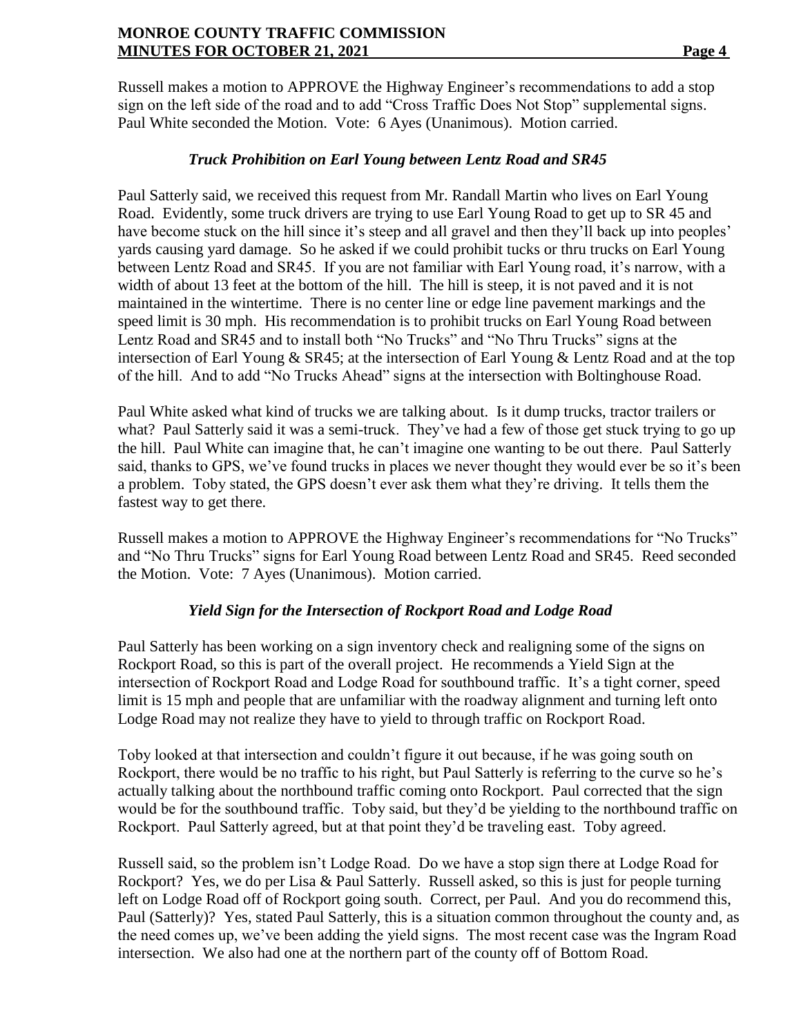Russell makes a motion to APPROVE the Highway Engineer's recommendations to add a stop sign on the left side of the road and to add "Cross Traffic Does Not Stop" supplemental signs. Paul White seconded the Motion. Vote: 6 Ayes (Unanimous). Motion carried.

### *Truck Prohibition on Earl Young between Lentz Road and SR45*

Paul Satterly said, we received this request from Mr. Randall Martin who lives on Earl Young Road. Evidently, some truck drivers are trying to use Earl Young Road to get up to SR 45 and have become stuck on the hill since it's steep and all gravel and then they'll back up into peoples' yards causing yard damage. So he asked if we could prohibit tucks or thru trucks on Earl Young between Lentz Road and SR45. If you are not familiar with Earl Young road, it's narrow, with a width of about 13 feet at the bottom of the hill. The hill is steep, it is not paved and it is not maintained in the wintertime. There is no center line or edge line pavement markings and the speed limit is 30 mph. His recommendation is to prohibit trucks on Earl Young Road between Lentz Road and SR45 and to install both "No Trucks" and "No Thru Trucks" signs at the intersection of Earl Young & SR45; at the intersection of Earl Young & Lentz Road and at the top of the hill. And to add "No Trucks Ahead" signs at the intersection with Boltinghouse Road.

Paul White asked what kind of trucks we are talking about. Is it dump trucks, tractor trailers or what? Paul Satterly said it was a semi-truck. They've had a few of those get stuck trying to go up the hill. Paul White can imagine that, he can't imagine one wanting to be out there. Paul Satterly said, thanks to GPS, we've found trucks in places we never thought they would ever be so it's been a problem. Toby stated, the GPS doesn't ever ask them what they're driving. It tells them the fastest way to get there.

Russell makes a motion to APPROVE the Highway Engineer's recommendations for "No Trucks" and "No Thru Trucks" signs for Earl Young Road between Lentz Road and SR45. Reed seconded the Motion. Vote: 7 Ayes (Unanimous). Motion carried.

### *Yield Sign for the Intersection of Rockport Road and Lodge Road*

Paul Satterly has been working on a sign inventory check and realigning some of the signs on Rockport Road, so this is part of the overall project. He recommends a Yield Sign at the intersection of Rockport Road and Lodge Road for southbound traffic. It's a tight corner, speed limit is 15 mph and people that are unfamiliar with the roadway alignment and turning left onto Lodge Road may not realize they have to yield to through traffic on Rockport Road.

Toby looked at that intersection and couldn't figure it out because, if he was going south on Rockport, there would be no traffic to his right, but Paul Satterly is referring to the curve so he's actually talking about the northbound traffic coming onto Rockport. Paul corrected that the sign would be for the southbound traffic. Toby said, but they'd be yielding to the northbound traffic on Rockport. Paul Satterly agreed, but at that point they'd be traveling east. Toby agreed.

Russell said, so the problem isn't Lodge Road. Do we have a stop sign there at Lodge Road for Rockport? Yes, we do per Lisa & Paul Satterly. Russell asked, so this is just for people turning left on Lodge Road off of Rockport going south. Correct, per Paul. And you do recommend this, Paul (Satterly)? Yes, stated Paul Satterly, this is a situation common throughout the county and, as the need comes up, we've been adding the yield signs. The most recent case was the Ingram Road intersection. We also had one at the northern part of the county off of Bottom Road.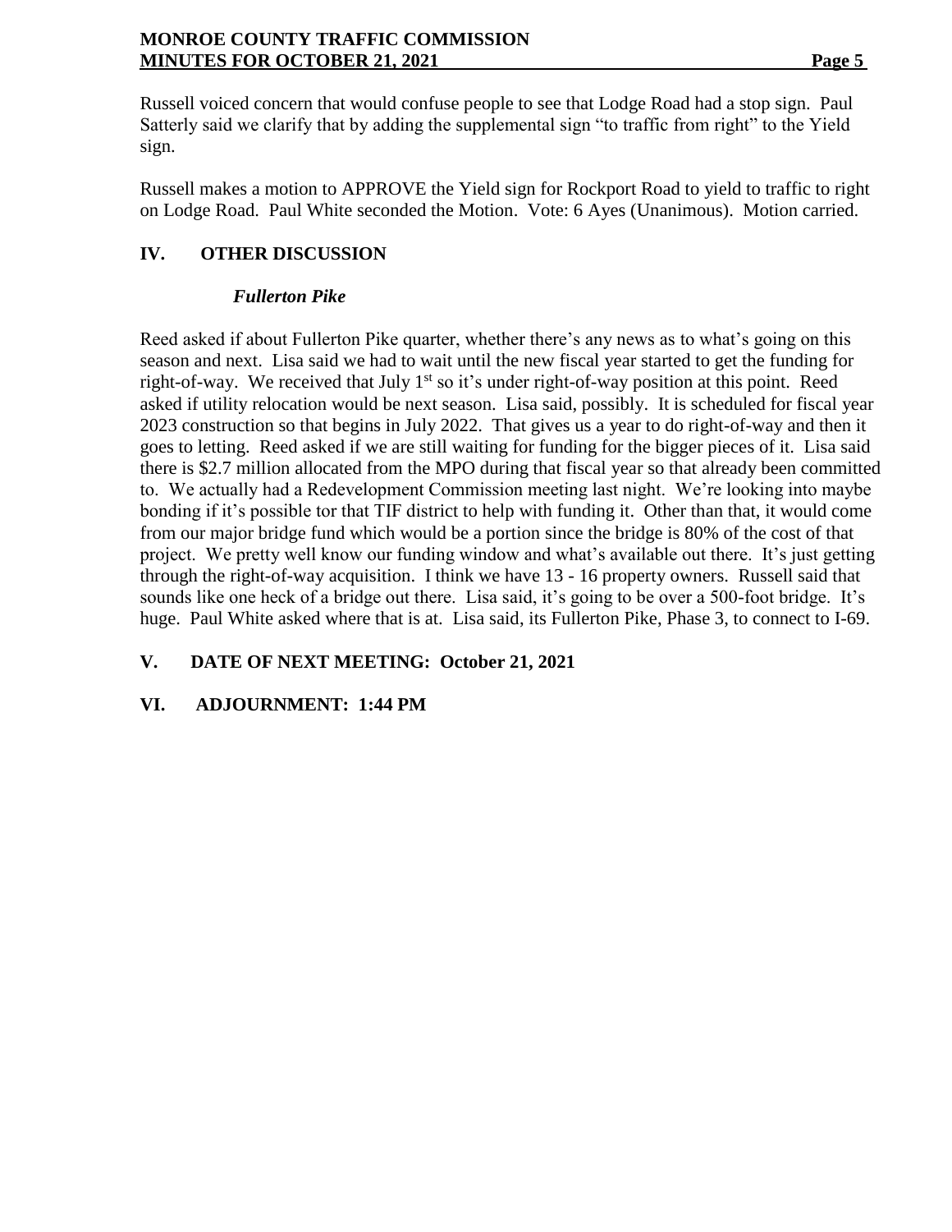Russell voiced concern that would confuse people to see that Lodge Road had a stop sign. Paul Satterly said we clarify that by adding the supplemental sign "to traffic from right" to the Yield sign.

Russell makes a motion to APPROVE the Yield sign for Rockport Road to yield to traffic to right on Lodge Road. Paul White seconded the Motion. Vote: 6 Ayes (Unanimous). Motion carried.

## IV. OTHER DISCUSSION

### *Fullerton Pike*

Reed asked if about Fullerton Pike quarter, whether there's any news as to what's going on this season and next. Lisa said we had to wait until the new fiscal year started to get the funding for right-of-way. We received that July 1st so it's under right-of-way position at this point. Reed asked if utility relocation would be next season. Lisa said, possibly. It is scheduled for fiscal year 2023 construction so that begins in July 2022. That gives us a year to do right-of-way and then it goes to letting. Reed asked if we are still waiting for funding for the bigger pieces of it. Lisa said there is \$2.7 million allocated from the MPO during that fiscal year so that already been committed to. We actually had a Redevelopment Commission meeting last night. We're looking into maybe bonding if it's possible tor that TIF district to help with funding it. Other than that, it would come from our major bridge fund which would be a portion since the bridge is 80% of the cost of that project. We pretty well know our funding window and what's available out there. It's just getting through the right-of-way acquisition. I think we have 13 - 16 property owners. Russell said that sounds like one heck of a bridge out there. Lisa said, it's going to be over a 500-foot bridge. It's huge. Paul White asked where that is at. Lisa said, its Fullerton Pike, Phase 3, to connect to I-69.

## V. DATE OF NEXT MEETING: October 21, 2021

## VI. ADJOURNMENT: 1:44 PM